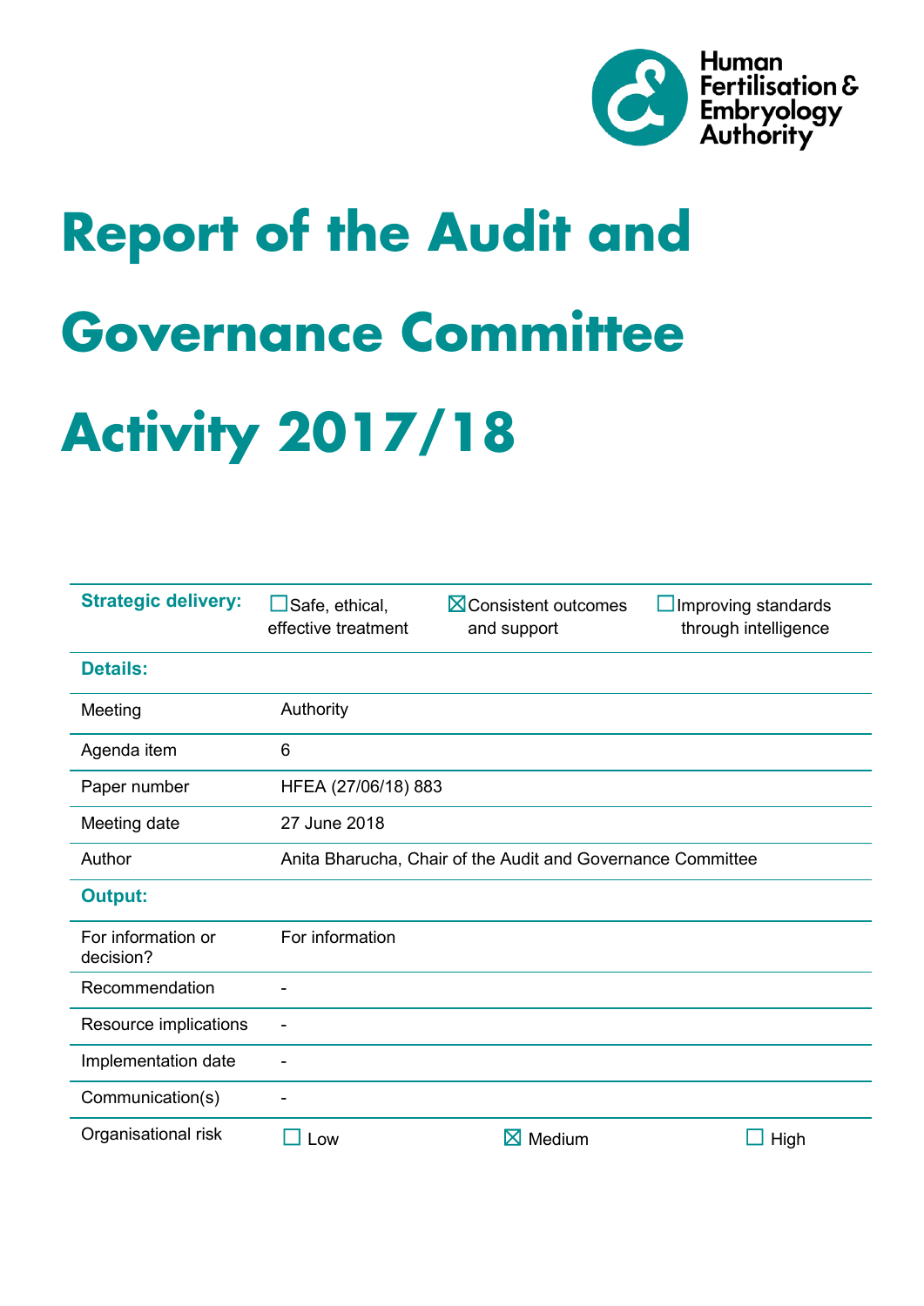Human Fertilisation & Embryology Authority

# Report of the Audit and Governance Committee Activity 2017/18

| **Strategic delivery:** | ☐ Safe, ethical, effective treatment | ☒ Consistent outcomes and support | ☐ Improving standards through intelligence |
|---|---|---|---|
| **Details:** | | | |
| Meeting | Authority | | |
| Agenda item | 6 | | |
| Paper number | HFEA (27/06/18) 883 | | |
| Meeting date | 27 June 2018 | | |
| Author | Anita Bharucha, Chair of the Audit and Governance Committee | | |
| **Output:** | | | |
| For information or decision? | For information | | |
| Recommendation | - | | |
| Resource implications | - | | |
| Implementation date | - | | |
| Communication(s) | - | | |
| Organisational risk | ☐ Low | ☒ Medium | ☐ High |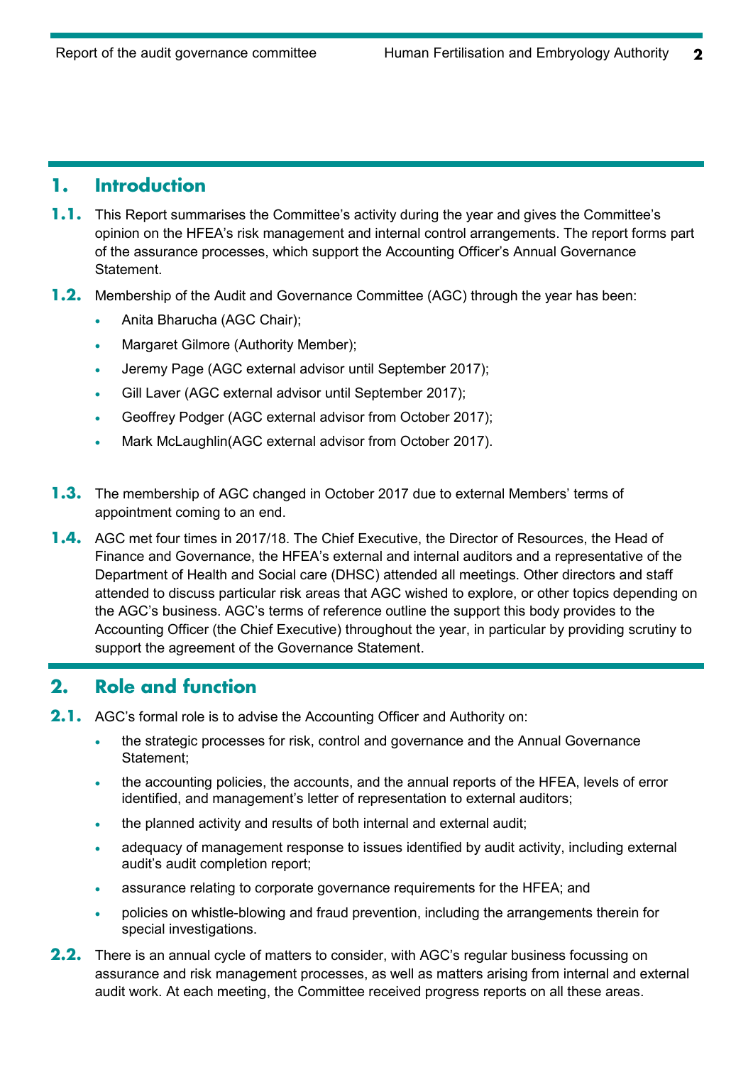## 1. Introduction

**1.1.** This Report summarises the Committee's activity during the year and gives the Committee's opinion on the HFEA's risk management and internal control arrangements. The report forms part of the assurance processes, which support the Accounting Officer's Annual Governance Statement.

**1.2.** Membership of the Audit and Governance Committee (AGC) through the year has been:

- Anita Bharucha (AGC Chair);
- Margaret Gilmore (Authority Member);
- Jeremy Page (AGC external advisor until September 2017);
- Gill Laver (AGC external advisor until September 2017);
- Geoffrey Podger (AGC external advisor from October 2017);
- Mark McLaughlin(AGC external advisor from October 2017).

**1.3.** The membership of AGC changed in October 2017 due to external Members' terms of appointment coming to an end.

**1.4.** AGC met four times in 2017/18. The Chief Executive, the Director of Resources, the Head of Finance and Governance, the HFEA's external and internal auditors and a representative of the Department of Health and Social care (DHSC) attended all meetings. Other directors and staff attended to discuss particular risk areas that AGC wished to explore, or other topics depending on the AGC's business. AGC's terms of reference outline the support this body provides to the Accounting Officer (the Chief Executive) throughout the year, in particular by providing scrutiny to support the agreement of the Governance Statement.

## 2. Role and function

**2.1.** AGC's formal role is to advise the Accounting Officer and Authority on:

- the strategic processes for risk, control and governance and the Annual Governance Statement;
- the accounting policies, the accounts, and the annual reports of the HFEA, levels of error identified, and management's letter of representation to external auditors;
- the planned activity and results of both internal and external audit;
- adequacy of management response to issues identified by audit activity, including external audit's audit completion report;
- assurance relating to corporate governance requirements for the HFEA; and
- policies on whistle-blowing and fraud prevention, including the arrangements therein for special investigations.

**2.2.** There is an annual cycle of matters to consider, with AGC's regular business focussing on assurance and risk management processes, as well as matters arising from internal and external audit work. At each meeting, the Committee received progress reports on all these areas.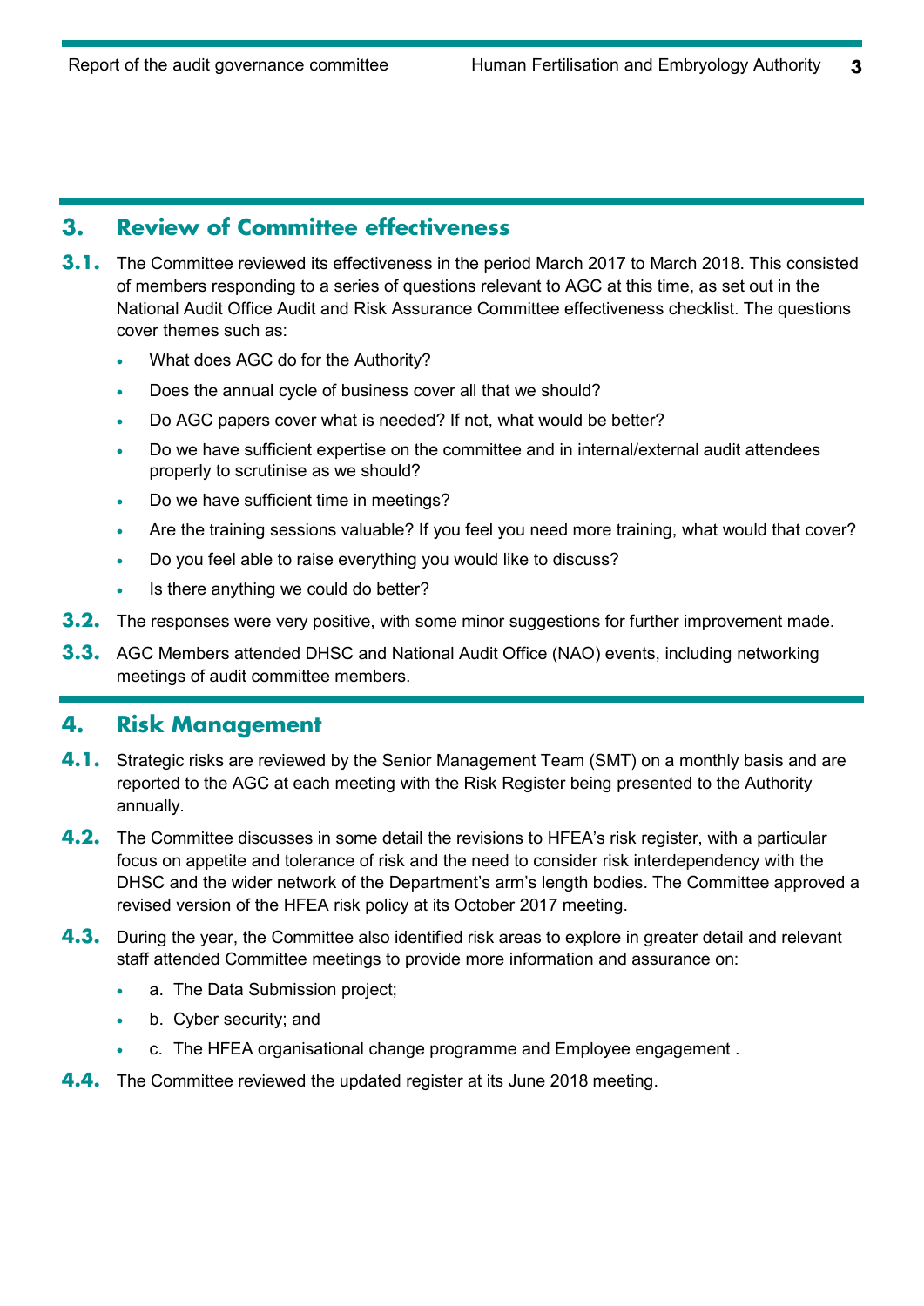## 3. Review of Committee effectiveness

**3.1.** The Committee reviewed its effectiveness in the period March 2017 to March 2018. This consisted of members responding to a series of questions relevant to AGC at this time, as set out in the National Audit Office Audit and Risk Assurance Committee effectiveness checklist. The questions cover themes such as:

- What does AGC do for the Authority?
- Does the annual cycle of business cover all that we should?
- Do AGC papers cover what is needed? If not, what would be better?
- Do we have sufficient expertise on the committee and in internal/external audit attendees properly to scrutinise as we should?
- Do we have sufficient time in meetings?
- Are the training sessions valuable? If you feel you need more training, what would that cover?
- Do you feel able to raise everything you would like to discuss?
- Is there anything we could do better?

**3.2.** The responses were very positive, with some minor suggestions for further improvement made.

**3.3.** AGC Members attended DHSC and National Audit Office (NAO) events, including networking meetings of audit committee members.

## 4. Risk Management

**4.1.** Strategic risks are reviewed by the Senior Management Team (SMT) on a monthly basis and are reported to the AGC at each meeting with the Risk Register being presented to the Authority annually.

**4.2.** The Committee discusses in some detail the revisions to HFEA's risk register, with a particular focus on appetite and tolerance of risk and the need to consider risk interdependency with the DHSC and the wider network of the Department's arm's length bodies. The Committee approved a revised version of the HFEA risk policy at its October 2017 meeting.

**4.3.** During the year, the Committee also identified risk areas to explore in greater detail and relevant staff attended Committee meetings to provide more information and assurance on:

- a. The Data Submission project;
- b. Cyber security; and
- c. The HFEA organisational change programme and Employee engagement .

**4.4.** The Committee reviewed the updated register at its June 2018 meeting.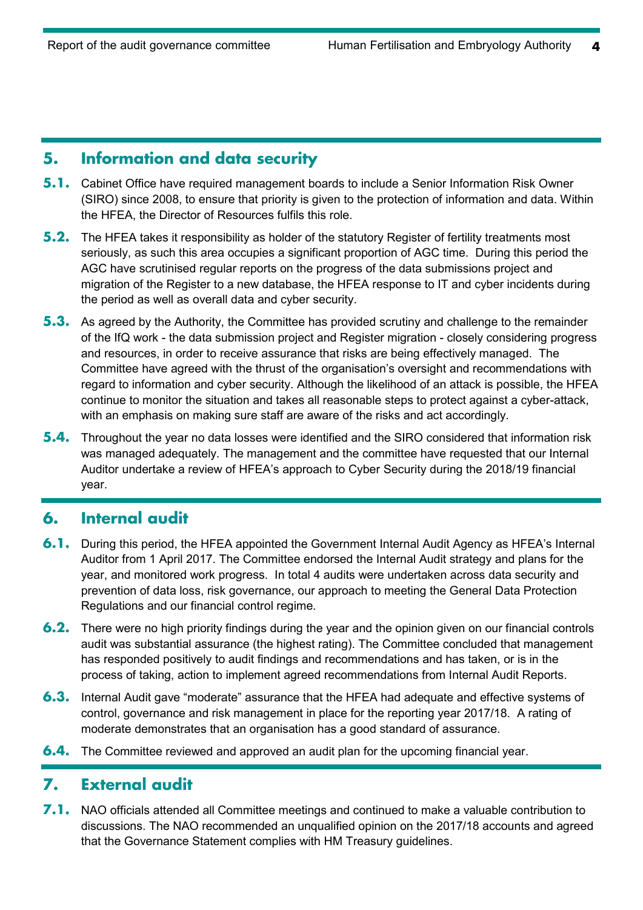## 5. Information and data security

**5.1.** Cabinet Office have required management boards to include a Senior Information Risk Owner (SIRO) since 2008, to ensure that priority is given to the protection of information and data. Within the HFEA, the Director of Resources fulfils this role.

**5.2.** The HFEA takes it responsibility as holder of the statutory Register of fertility treatments most seriously, as such this area occupies a significant proportion of AGC time. During this period the AGC have scrutinised regular reports on the progress of the data submissions project and migration of the Register to a new database, the HFEA response to IT and cyber incidents during the period as well as overall data and cyber security.

**5.3.** As agreed by the Authority, the Committee has provided scrutiny and challenge to the remainder of the IfQ work - the data submission project and Register migration - closely considering progress and resources, in order to receive assurance that risks are being effectively managed. The Committee have agreed with the thrust of the organisation's oversight and recommendations with regard to information and cyber security. Although the likelihood of an attack is possible, the HFEA continue to monitor the situation and takes all reasonable steps to protect against a cyber-attack, with an emphasis on making sure staff are aware of the risks and act accordingly.

**5.4.** Throughout the year no data losses were identified and the SIRO considered that information risk was managed adequately. The management and the committee have requested that our Internal Auditor undertake a review of HFEA's approach to Cyber Security during the 2018/19 financial year.

## 6. Internal audit

**6.1.** During this period, the HFEA appointed the Government Internal Audit Agency as HFEA's Internal Auditor from 1 April 2017. The Committee endorsed the Internal Audit strategy and plans for the year, and monitored work progress. In total 4 audits were undertaken across data security and prevention of data loss, risk governance, our approach to meeting the General Data Protection Regulations and our financial control regime.

**6.2.** There were no high priority findings during the year and the opinion given on our financial controls audit was substantial assurance (the highest rating). The Committee concluded that management has responded positively to audit findings and recommendations and has taken, or is in the process of taking, action to implement agreed recommendations from Internal Audit Reports.

**6.3.** Internal Audit gave "moderate" assurance that the HFEA had adequate and effective systems of control, governance and risk management in place for the reporting year 2017/18. A rating of moderate demonstrates that an organisation has a good standard of assurance.

**6.4.** The Committee reviewed and approved an audit plan for the upcoming financial year.

## 7. External audit

**7.1.** NAO officials attended all Committee meetings and continued to make a valuable contribution to discussions. The NAO recommended an unqualified opinion on the 2017/18 accounts and agreed that the Governance Statement complies with HM Treasury guidelines.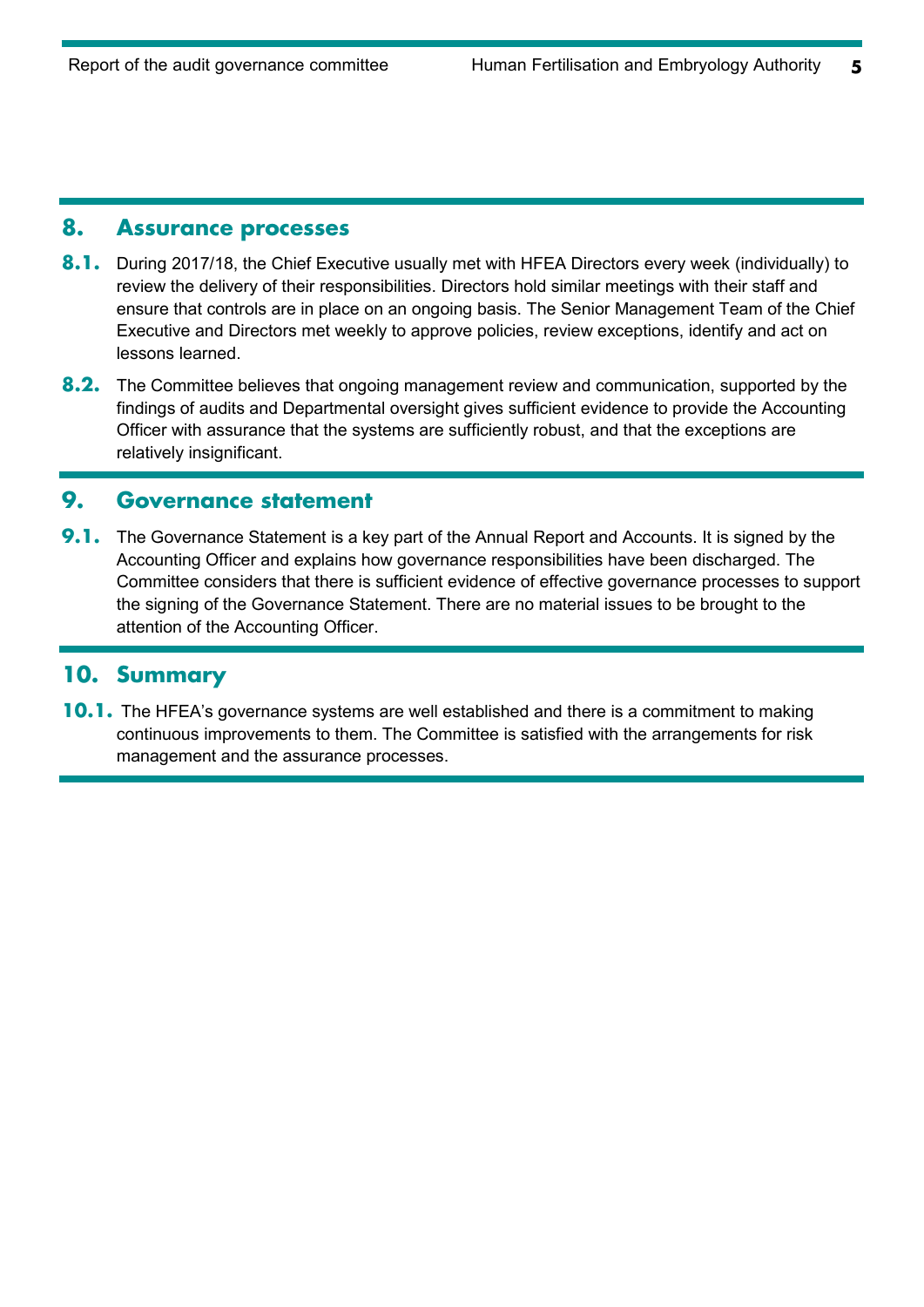## 8. Assurance processes

**8.1.** During 2017/18, the Chief Executive usually met with HFEA Directors every week (individually) to review the delivery of their responsibilities. Directors hold similar meetings with their staff and ensure that controls are in place on an ongoing basis. The Senior Management Team of the Chief Executive and Directors met weekly to approve policies, review exceptions, identify and act on lessons learned.

**8.2.** The Committee believes that ongoing management review and communication, supported by the findings of audits and Departmental oversight gives sufficient evidence to provide the Accounting Officer with assurance that the systems are sufficiently robust, and that the exceptions are relatively insignificant.

## 9. Governance statement

**9.1.** The Governance Statement is a key part of the Annual Report and Accounts. It is signed by the Accounting Officer and explains how governance responsibilities have been discharged. The Committee considers that there is sufficient evidence of effective governance processes to support the signing of the Governance Statement. There are no material issues to be brought to the attention of the Accounting Officer.

## 10. Summary

**10.1.** The HFEA's governance systems are well established and there is a commitment to making continuous improvements to them. The Committee is satisfied with the arrangements for risk management and the assurance processes.